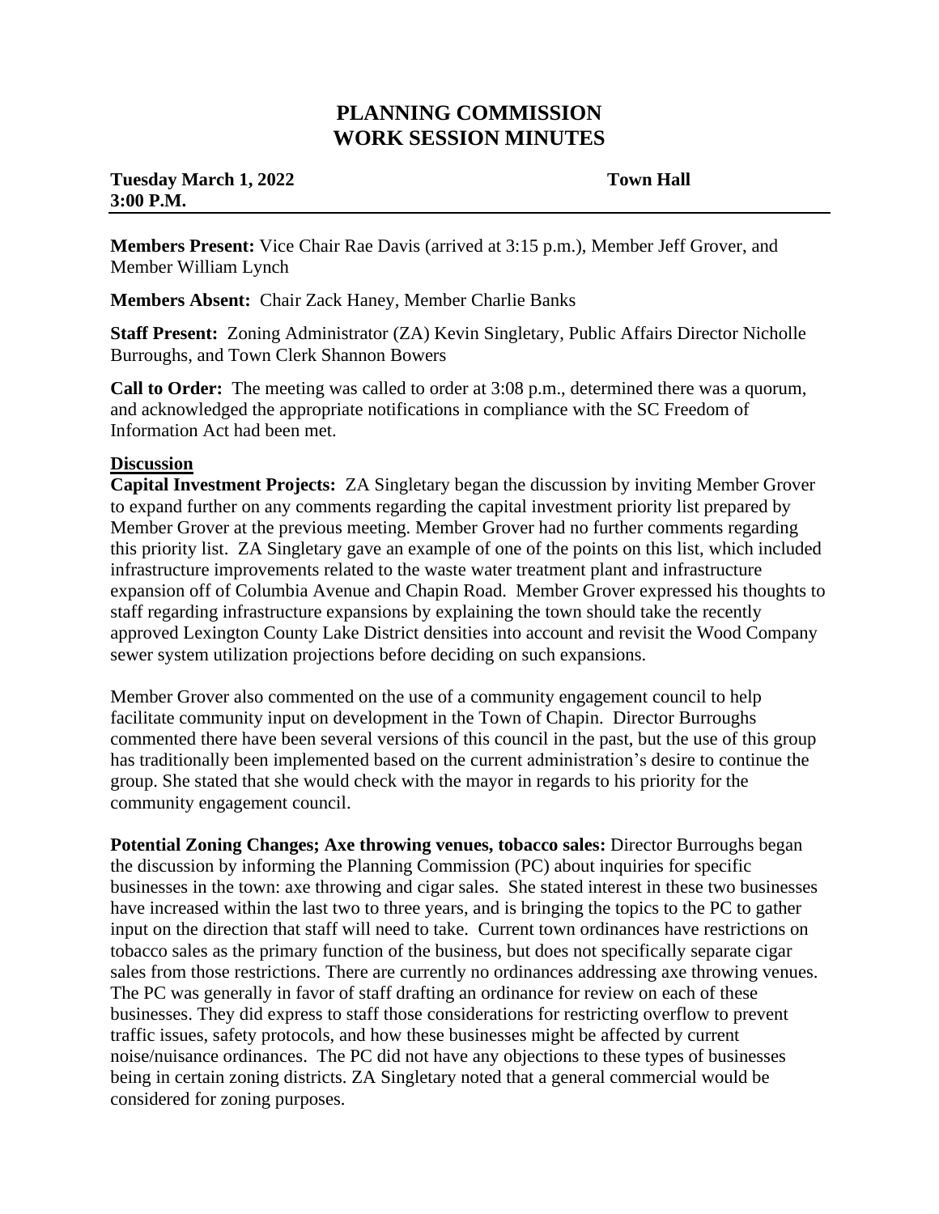# PLANNING COMMISSION
# WORK SESSION MINUTES

**Tuesday March 1, 2022** **Town Hall**
**3:00 P.M.**

---

**Members Present:** Vice Chair Rae Davis (arrived at 3:15 p.m.), Member Jeff Grover, and Member William Lynch

**Members Absent:** Chair Zack Haney, Member Charlie Banks

**Staff Present:** Zoning Administrator (ZA) Kevin Singletary, Public Affairs Director Nicholle Burroughs, and Town Clerk Shannon Bowers

**Call to Order:** The meeting was called to order at 3:08 p.m., determined there was a quorum, and acknowledged the appropriate notifications in compliance with the SC Freedom of Information Act had been met.

**Discussion**

**Capital Investment Projects:** ZA Singletary began the discussion by inviting Member Grover to expand further on any comments regarding the capital investment priority list prepared by Member Grover at the previous meeting. Member Grover had no further comments regarding this priority list. ZA Singletary gave an example of one of the points on this list, which included infrastructure improvements related to the waste water treatment plant and infrastructure expansion off of Columbia Avenue and Chapin Road. Member Grover expressed his thoughts to staff regarding infrastructure expansions by explaining the town should take the recently approved Lexington County Lake District densities into account and revisit the Wood Company sewer system utilization projections before deciding on such expansions.

Member Grover also commented on the use of a community engagement council to help facilitate community input on development in the Town of Chapin. Director Burroughs commented there have been several versions of this council in the past, but the use of this group has traditionally been implemented based on the current administration's desire to continue the group. She stated that she would check with the mayor in regards to his priority for the community engagement council.

**Potential Zoning Changes; Axe throwing venues, tobacco sales:** Director Burroughs began the discussion by informing the Planning Commission (PC) about inquiries for specific businesses in the town: axe throwing and cigar sales. She stated interest in these two businesses have increased within the last two to three years, and is bringing the topics to the PC to gather input on the direction that staff will need to take. Current town ordinances have restrictions on tobacco sales as the primary function of the business, but does not specifically separate cigar sales from those restrictions. There are currently no ordinances addressing axe throwing venues. The PC was generally in favor of staff drafting an ordinance for review on each of these businesses. They did express to staff those considerations for restricting overflow to prevent traffic issues, safety protocols, and how these businesses might be affected by current noise/nuisance ordinances. The PC did not have any objections to these types of businesses being in certain zoning districts. ZA Singletary noted that a general commercial would be considered for zoning purposes.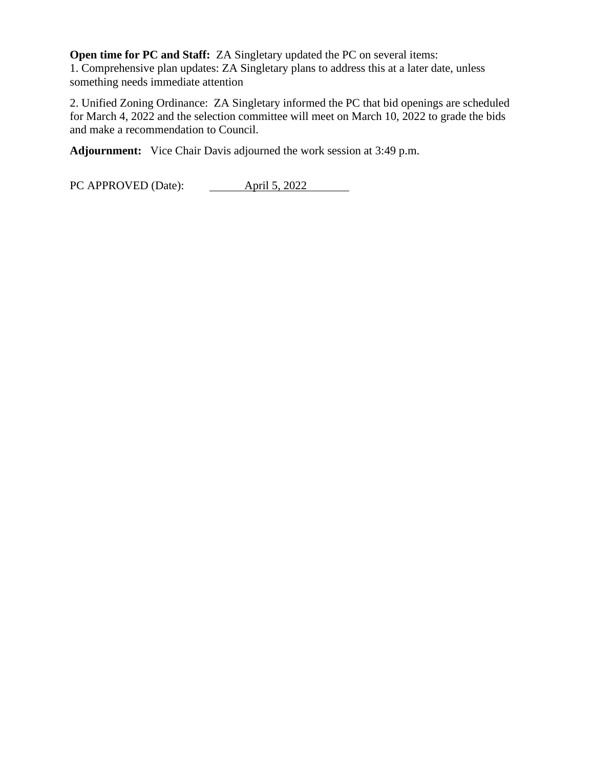**Open time for PC and Staff:** ZA Singletary updated the PC on several items:

1. Comprehensive plan updates: ZA Singletary plans to address this at a later date, unless something needs immediate attention

2. Unified Zoning Ordinance: ZA Singletary informed the PC that bid openings are scheduled for March 4, 2022 and the selection committee will meet on March 10, 2022 to grade the bids and make a recommendation to Council.

**Adjournment:** Vice Chair Davis adjourned the work session at 3:49 p.m.

PC APPROVED (Date): April 5, 2022